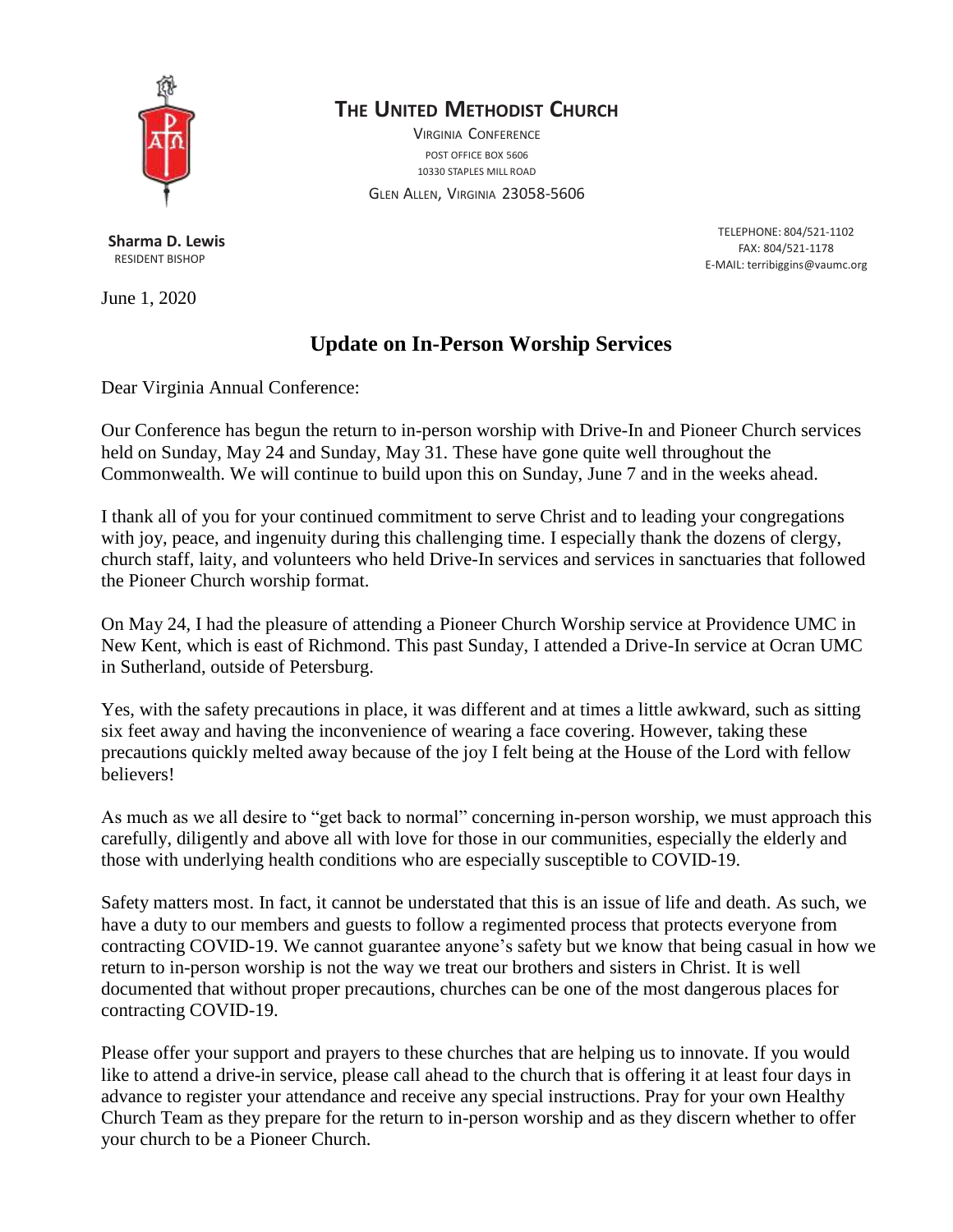**The United Methodist Church**

Virginia Conference
Post Office Box 5606
10330 Staples Mill Road
Glen Allen, Virginia 23058-5606

**Sharma D. Lewis**
Resident Bishop

Telephone: 804/521-1102
Fax: 804/521-1178
E-Mail: terribiggins@vaumc.org

June 1, 2020

# Update on In-Person Worship Services

Dear Virginia Annual Conference:

Our Conference has begun the return to in-person worship with Drive-In and Pioneer Church services held on Sunday, May 24 and Sunday, May 31. These have gone quite well throughout the Commonwealth. We will continue to build upon this on Sunday, June 7 and in the weeks ahead.

I thank all of you for your continued commitment to serve Christ and to leading your congregations with joy, peace, and ingenuity during this challenging time. I especially thank the dozens of clergy, church staff, laity, and volunteers who held Drive-In services and services in sanctuaries that followed the Pioneer Church worship format.

On May 24, I had the pleasure of attending a Pioneer Church Worship service at Providence UMC in New Kent, which is east of Richmond. This past Sunday, I attended a Drive-In service at Ocran UMC in Sutherland, outside of Petersburg.

Yes, with the safety precautions in place, it was different and at times a little awkward, such as sitting six feet away and having the inconvenience of wearing a face covering. However, taking these precautions quickly melted away because of the joy I felt being at the House of the Lord with fellow believers!

As much as we all desire to "get back to normal" concerning in-person worship, we must approach this carefully, diligently and above all with love for those in our communities, especially the elderly and those with underlying health conditions who are especially susceptible to COVID-19.

Safety matters most. In fact, it cannot be understated that this is an issue of life and death. As such, we have a duty to our members and guests to follow a regimented process that protects everyone from contracting COVID-19. We cannot guarantee anyone's safety but we know that being casual in how we return to in-person worship is not the way we treat our brothers and sisters in Christ. It is well documented that without proper precautions, churches can be one of the most dangerous places for contracting COVID-19.

Please offer your support and prayers to these churches that are helping us to innovate. If you would like to attend a drive-in service, please call ahead to the church that is offering it at least four days in advance to register your attendance and receive any special instructions. Pray for your own Healthy Church Team as they prepare for the return to in-person worship and as they discern whether to offer your church to be a Pioneer Church.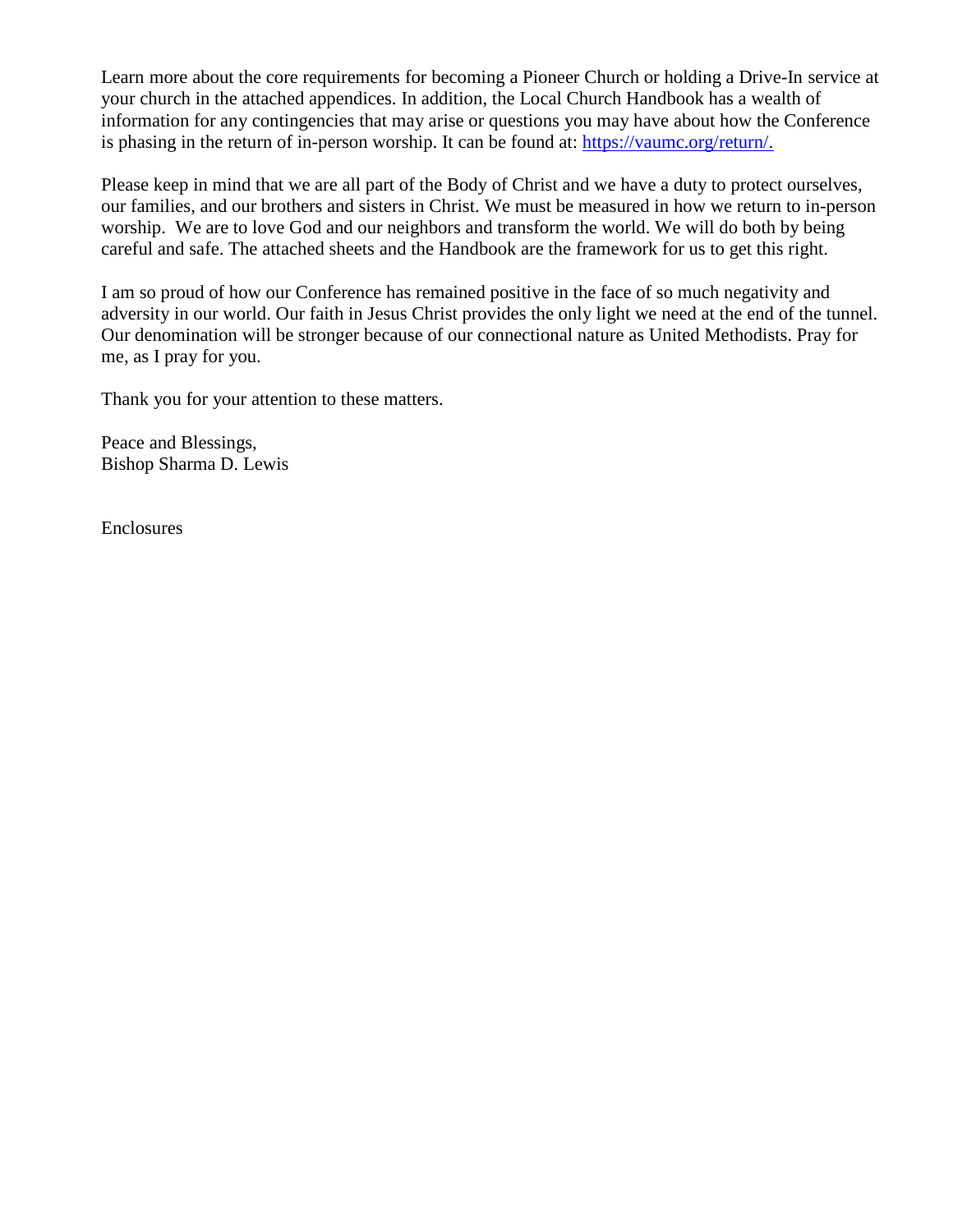Learn more about the core requirements for becoming a Pioneer Church or holding a Drive-In service at your church in the attached appendices. In addition, the Local Church Handbook has a wealth of information for any contingencies that may arise or questions you may have about how the Conference is phasing in the return of in-person worship. It can be found at: [https://vaumc.org/return/.](https://vaumc.org/return/)

Please keep in mind that we are all part of the Body of Christ and we have a duty to protect ourselves, our families, and our brothers and sisters in Christ. We must be measured in how we return to in-person worship. We are to love God and our neighbors and transform the world. We will do both by being careful and safe. The attached sheets and the Handbook are the framework for us to get this right.

I am so proud of how our Conference has remained positive in the face of so much negativity and adversity in our world. Our faith in Jesus Christ provides the only light we need at the end of the tunnel. Our denomination will be stronger because of our connectional nature as United Methodists. Pray for me, as I pray for you.

Thank you for your attention to these matters.

Peace and Blessings,
Bishop Sharma D. Lewis

Enclosures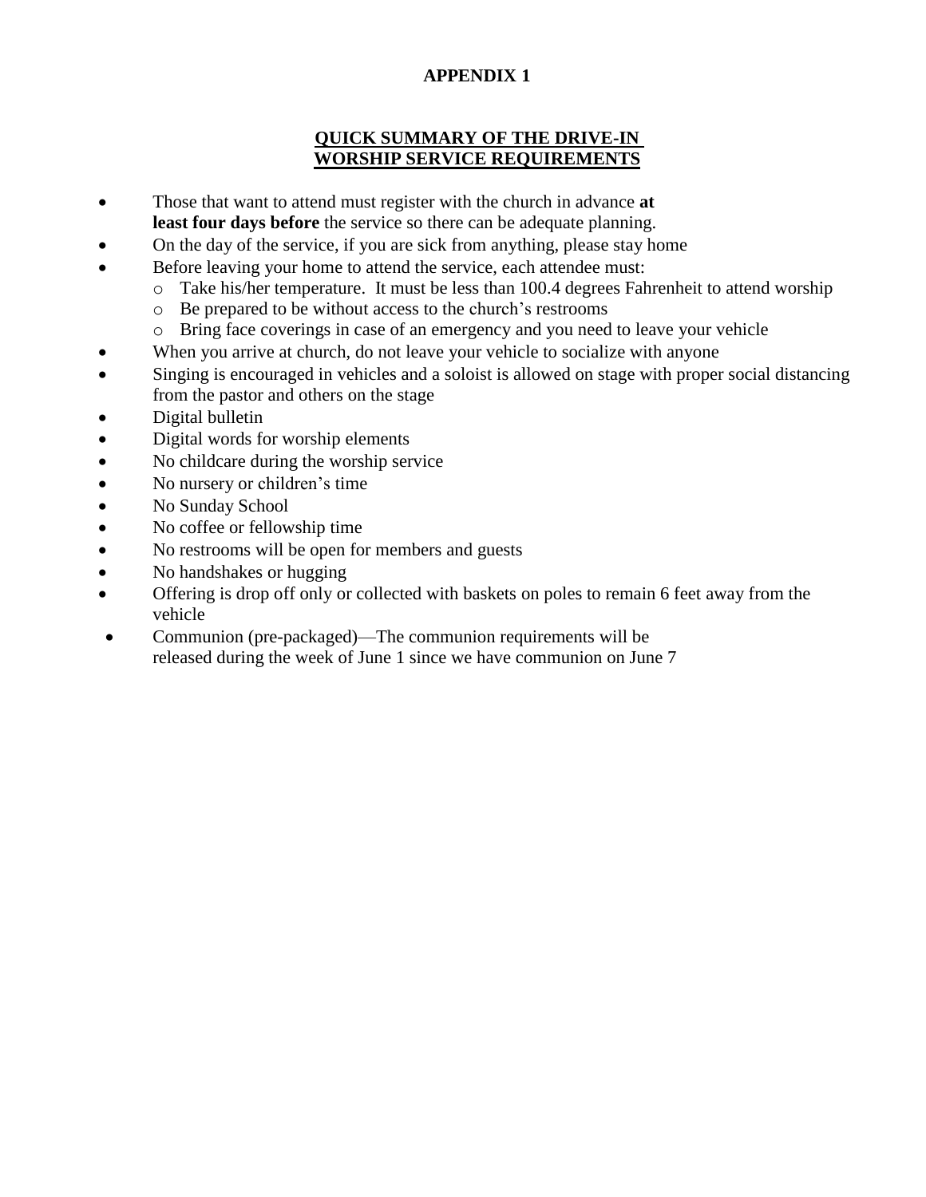# APPENDIX 1

## QUICK SUMMARY OF THE DRIVE-IN WORSHIP SERVICE REQUIREMENTS

- Those that want to attend must register with the church in advance **at least four days before** the service so there can be adequate planning.
- On the day of the service, if you are sick from anything, please stay home
- Before leaving your home to attend the service, each attendee must:
  - Take his/her temperature. It must be less than 100.4 degrees Fahrenheit to attend worship
  - Be prepared to be without access to the church's restrooms
  - Bring face coverings in case of an emergency and you need to leave your vehicle
- When you arrive at church, do not leave your vehicle to socialize with anyone
- Singing is encouraged in vehicles and a soloist is allowed on stage with proper social distancing from the pastor and others on the stage
- Digital bulletin
- Digital words for worship elements
- No childcare during the worship service
- No nursery or children's time
- No Sunday School
- No coffee or fellowship time
- No restrooms will be open for members and guests
- No handshakes or hugging
- Offering is drop off only or collected with baskets on poles to remain 6 feet away from the vehicle
- Communion (pre-packaged)—The communion requirements will be released during the week of June 1 since we have communion on June 7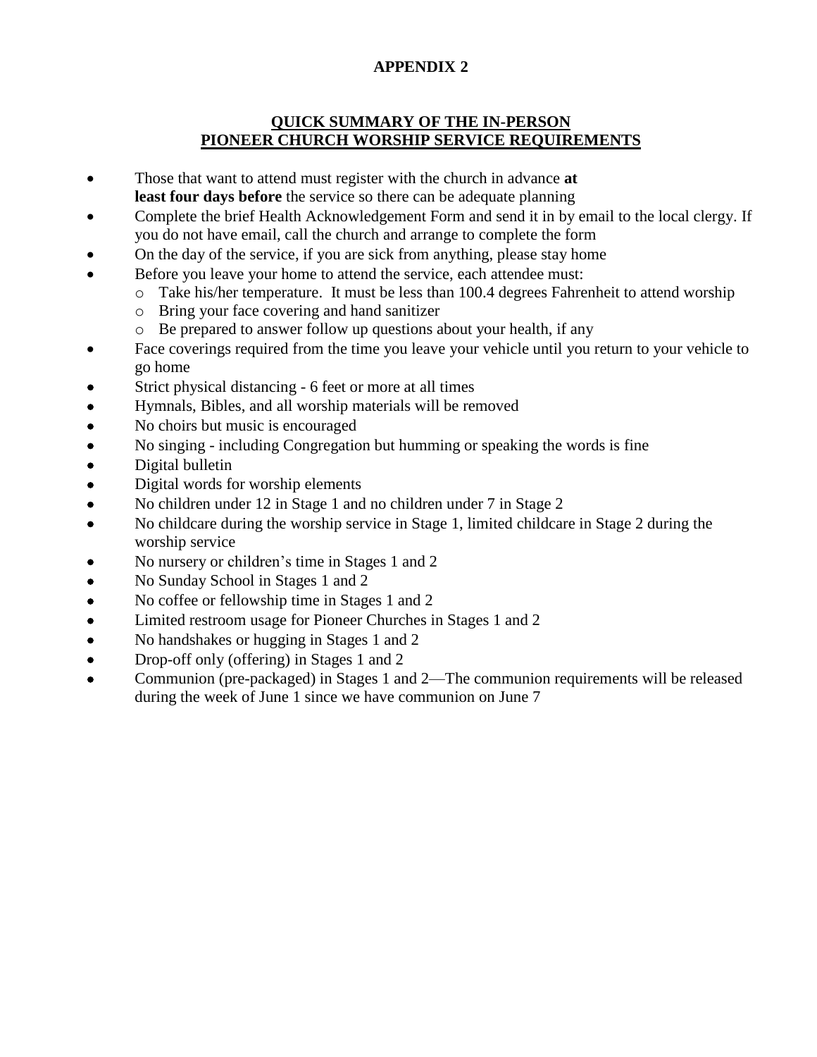## APPENDIX 2

## QUICK SUMMARY OF THE IN-PERSON PIONEER CHURCH WORSHIP SERVICE REQUIREMENTS

- Those that want to attend must register with the church in advance **at least four days before** the service so there can be adequate planning
- Complete the brief Health Acknowledgement Form and send it in by email to the local clergy. If you do not have email, call the church and arrange to complete the form
- On the day of the service, if you are sick from anything, please stay home
- Before you leave your home to attend the service, each attendee must:
  - Take his/her temperature. It must be less than 100.4 degrees Fahrenheit to attend worship
  - Bring your face covering and hand sanitizer
  - Be prepared to answer follow up questions about your health, if any
- Face coverings required from the time you leave your vehicle until you return to your vehicle to go home
- Strict physical distancing - 6 feet or more at all times
- Hymnals, Bibles, and all worship materials will be removed
- No choirs but music is encouraged
- No singing - including Congregation but humming or speaking the words is fine
- Digital bulletin
- Digital words for worship elements
- No children under 12 in Stage 1 and no children under 7 in Stage 2
- No childcare during the worship service in Stage 1, limited childcare in Stage 2 during the worship service
- No nursery or children's time in Stages 1 and 2
- No Sunday School in Stages 1 and 2
- No coffee or fellowship time in Stages 1 and 2
- Limited restroom usage for Pioneer Churches in Stages 1 and 2
- No handshakes or hugging in Stages 1 and 2
- Drop-off only (offering) in Stages 1 and 2
- Communion (pre-packaged) in Stages 1 and 2—The communion requirements will be released during the week of June 1 since we have communion on June 7